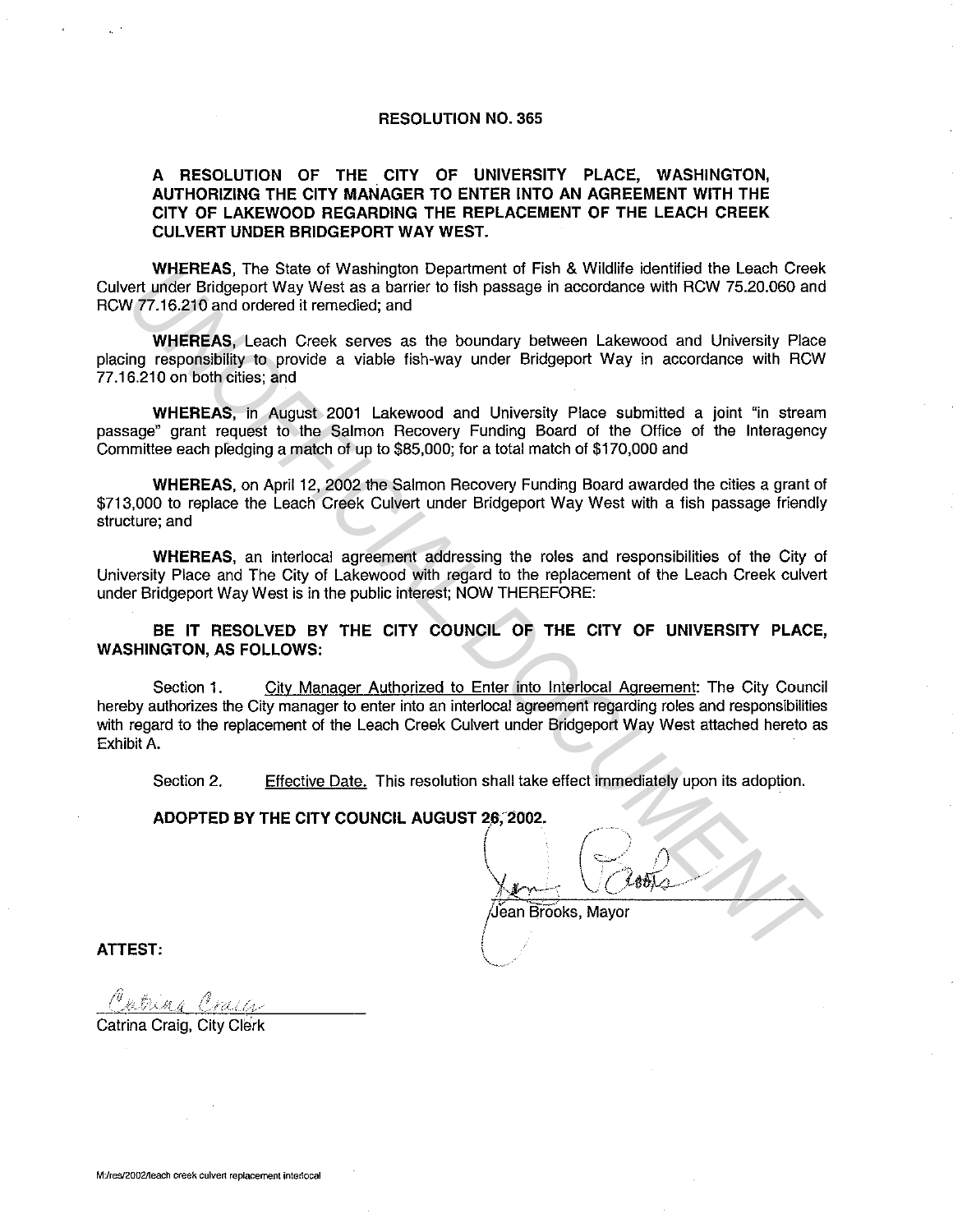# RESOLUTION NO. 365

**A RESOLUTION OF THE CITY OF UNIVERSITY PLACE, WASHINGTON, AUTHORIZING THE CITY MANAGER TO ENTER INTO AN AGREEMENT WITH THE CITY OF LAKEWOOD REGARDING THE REPLACEMENT OF THE LEACH CREEK CULVERT UNDER BRIDGEPORT WAY WEST.**

**WHEREAS**, The State of Washington Department of Fish & Wildlife identified the Leach Creek Culvert under Bridgeport Way West as a barrier to fish passage in accordance with RCW 75.20.060 and RCW 77.16.210 and ordered it remedied; and

**WHEREAS**, Leach Creek serves as the boundary between Lakewood and University Place placing responsibility to provide a viable fish-way under Bridgeport Way in accordance with RCW 77.16.210 on both cities; and

**WHEREAS**, in August 2001 Lakewood and University Place submitted a joint "in stream passage" grant request to the Salmon Recovery Funding Board of the Office of the Interagency Committee each pledging a match of up to $85,000; for a total match of $170,000 and

**WHEREAS**, on April 12, 2002 the Salmon Recovery Funding Board awarded the cities a grant of $713,000 to replace the Leach Creek Culvert under Bridgeport Way West with a fish passage friendly structure; and

**WHEREAS**, an interlocal agreement addressing the roles and responsibilities of the City of University Place and The City of Lakewood with regard to the replacement of the Leach Creek culvert under Bridgeport Way West is in the public interest; NOW THEREFORE:

**BE IT RESOLVED BY THE CITY COUNCIL OF THE CITY OF UNIVERSITY PLACE, WASHINGTON, AS FOLLOWS:**

Section 1. City Manager Authorized to Enter into Interlocal Agreement: The City Council hereby authorizes the City manager to enter into an interlocal agreement regarding roles and responsibilities with regard to the replacement of the Leach Creek Culvert under Bridgeport Way West attached hereto as Exhibit A.

Section 2. Effective Date. This resolution shall take effect immediately upon its adoption.

**ADOPTED BY THE CITY COUNCIL AUGUST 26, 2002.**

Jean Brooks, Mayor

**ATTEST:**

Catrina Craig, City Clerk

M:/res/2002/leach creek culvert replacement interlocal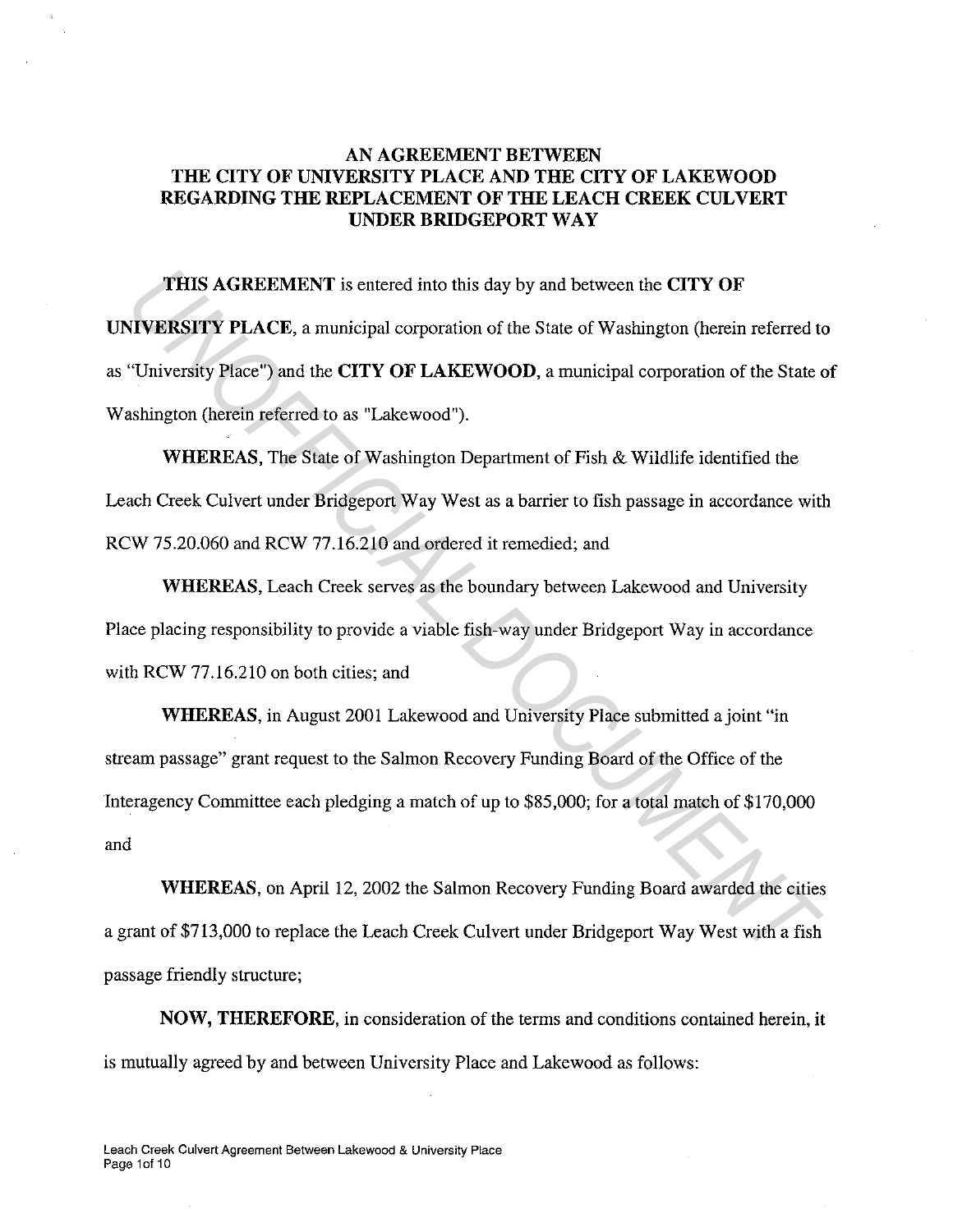## AN AGREEMENT BETWEEN THE CITY OF UNIVERSITY PLACE AND THE CITY OF LAKEWOOD REGARDING THE REPLACEMENT OF THE LEACH CREEK CULVERT UNDER BRIDGEPORT WAY

**THIS AGREEMENT** is entered into this day by and between the **CITY OF UNIVERSITY PLACE**, a municipal corporation of the State of Washington (herein referred to as "University Place") and the **CITY OF LAKEWOOD**, a municipal corporation of the State of Washington (herein referred to as "Lakewood").

**WHEREAS**, The State of Washington Department of Fish & Wildlife identified the Leach Creek Culvert under Bridgeport Way West as a barrier to fish passage in accordance with RCW 75.20.060 and RCW 77.16.210 and ordered it remedied; and

**WHEREAS**, Leach Creek serves as the boundary between Lakewood and University Place placing responsibility to provide a viable fish-way under Bridgeport Way in accordance with RCW 77.16.210 on both cities; and

**WHEREAS**, in August 2001 Lakewood and University Place submitted a joint "in stream passage" grant request to the Salmon Recovery Funding Board of the Office of the Interagency Committee each pledging a match of up to $85,000; for a total match of $170,000 and

**WHEREAS**, on April 12, 2002 the Salmon Recovery Funding Board awarded the cities a grant of $713,000 to replace the Leach Creek Culvert under Bridgeport Way West with a fish passage friendly structure;

**NOW, THEREFORE**, in consideration of the terms and conditions contained herein, it is mutually agreed by and between University Place and Lakewood as follows: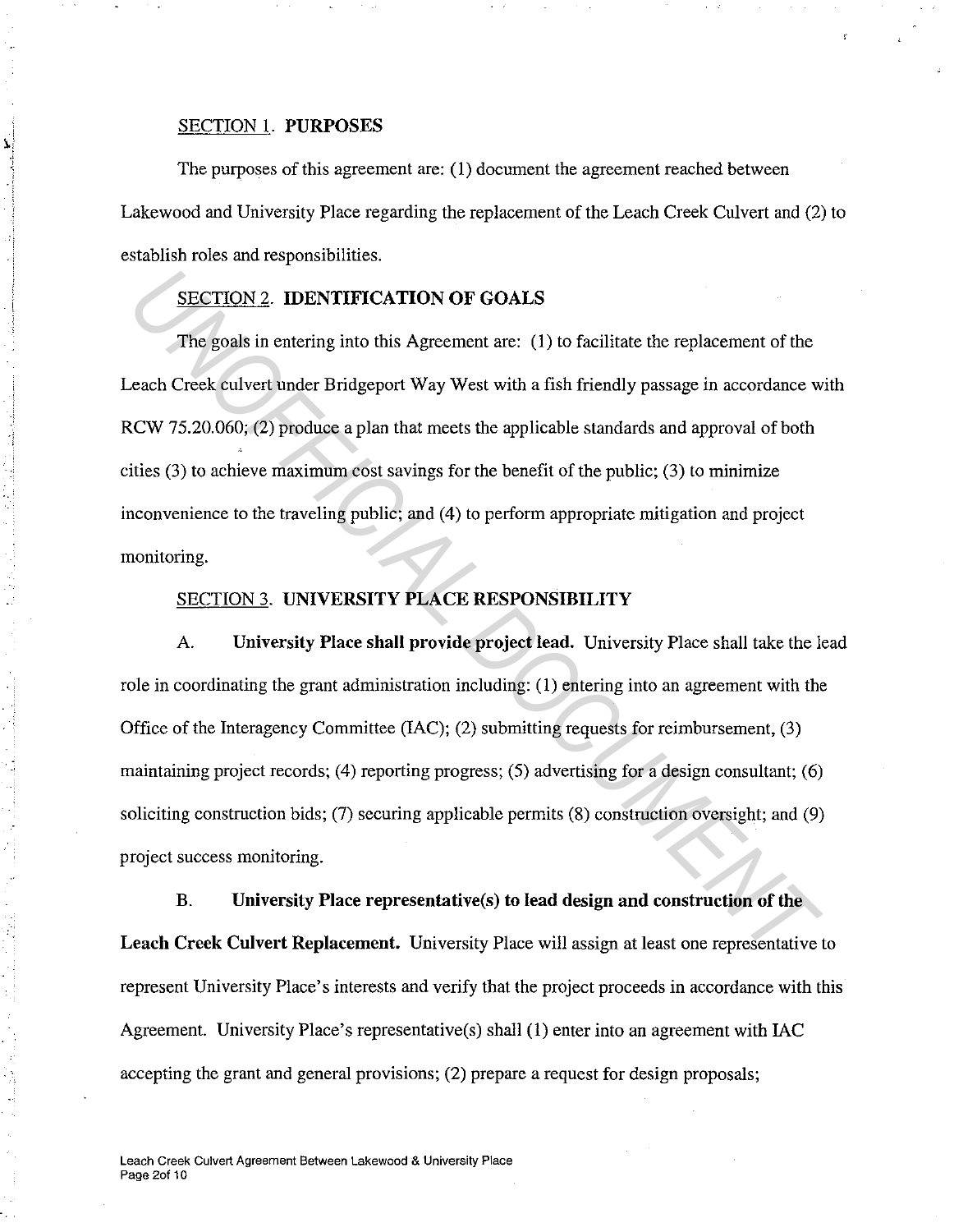SECTION 1. **PURPOSES**

The purposes of this agreement are: (1) document the agreement reached between Lakewood and University Place regarding the replacement of the Leach Creek Culvert and (2) to establish roles and responsibilities.

SECTION 2. **IDENTIFICATION OF GOALS**

The goals in entering into this Agreement are: (1) to facilitate the replacement of the Leach Creek culvert under Bridgeport Way West with a fish friendly passage in accordance with RCW 75.20.060; (2) produce a plan that meets the applicable standards and approval of both cities (3) to achieve maximum cost savings for the benefit of the public; (3) to minimize inconvenience to the traveling public; and (4) to perform appropriate mitigation and project monitoring.

SECTION 3. **UNIVERSITY PLACE RESPONSIBILITY**

A. **University Place shall provide project lead.** University Place shall take the lead role in coordinating the grant administration including: (1) entering into an agreement with the Office of the Interagency Committee (IAC); (2) submitting requests for reimbursement, (3) maintaining project records; (4) reporting progress; (5) advertising for a design consultant; (6) soliciting construction bids; (7) securing applicable permits (8) construction oversight; and (9) project success monitoring.

B. **University Place representative(s) to lead design and construction of the Leach Creek Culvert Replacement.** University Place will assign at least one representative to represent University Place's interests and verify that the project proceeds in accordance with this Agreement. University Place's representative(s) shall (1) enter into an agreement with IAC accepting the grant and general provisions; (2) prepare a request for design proposals;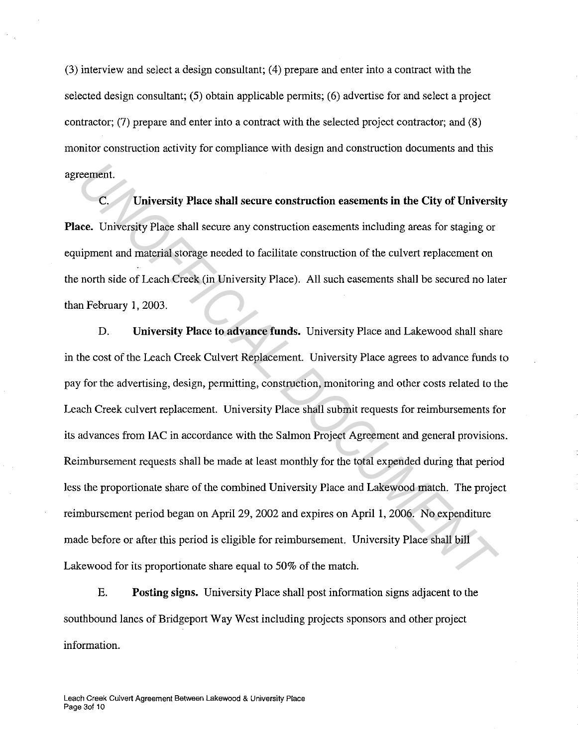(3) interview and select a design consultant; (4) prepare and enter into a contract with the selected design consultant; (5) obtain applicable permits; (6) advertise for and select a project contractor; (7) prepare and enter into a contract with the selected project contractor; and (8) monitor construction activity for compliance with design and construction documents and this agreement.

C. **University Place shall secure construction easements in the City of University Place.** University Place shall secure any construction easements including areas for staging or equipment and material storage needed to facilitate construction of the culvert replacement on the north side of Leach Creek (in University Place). All such easements shall be secured no later than February 1, 2003.

D. **University Place to advance funds.** University Place and Lakewood shall share in the cost of the Leach Creek Culvert Replacement. University Place agrees to advance funds to pay for the advertising, design, permitting, construction, monitoring and other costs related to the Leach Creek culvert replacement. University Place shall submit requests for reimbursements for its advances from IAC in accordance with the Salmon Project Agreement and general provisions. Reimbursement requests shall be made at least monthly for the total expended during that period less the proportionate share of the combined University Place and Lakewood match. The project reimbursement period began on April 29, 2002 and expires on April 1, 2006. No expenditure made before or after this period is eligible for reimbursement. University Place shall bill Lakewood for its proportionate share equal to 50% of the match.

E. **Posting signs.** University Place shall post information signs adjacent to the southbound lanes of Bridgeport Way West including projects sponsors and other project information.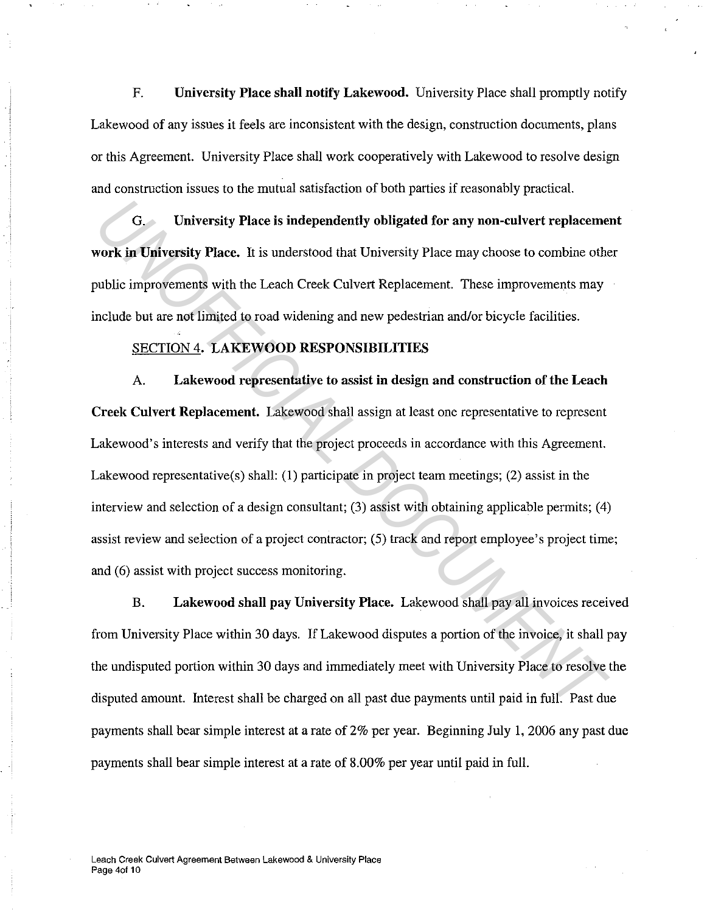F. **University Place shall notify Lakewood.** University Place shall promptly notify Lakewood of any issues it feels are inconsistent with the design, construction documents, plans or this Agreement. University Place shall work cooperatively with Lakewood to resolve design and construction issues to the mutual satisfaction of both parties if reasonably practical.

G. **University Place is independently obligated for any non-culvert replacement work in University Place.** It is understood that University Place may choose to combine other public improvements with the Leach Creek Culvert Replacement. These improvements may include but are not limited to road widening and new pedestrian and/or bicycle facilities.

SECTION 4. **LAKEWOOD RESPONSIBILITIES**

A. **Lakewood representative to assist in design and construction of the Leach Creek Culvert Replacement.** Lakewood shall assign at least one representative to represent Lakewood's interests and verify that the project proceeds in accordance with this Agreement. Lakewood representative(s) shall: (1) participate in project team meetings; (2) assist in the interview and selection of a design consultant; (3) assist with obtaining applicable permits; (4) assist review and selection of a project contractor; (5) track and report employee's project time; and (6) assist with project success monitoring.

B. **Lakewood shall pay University Place.** Lakewood shall pay all invoices received from University Place within 30 days. If Lakewood disputes a portion of the invoice, it shall pay the undisputed portion within 30 days and immediately meet with University Place to resolve the disputed amount. Interest shall be charged on all past due payments until paid in full. Past due payments shall bear simple interest at a rate of 2% per year. Beginning July 1, 2006 any past due payments shall bear simple interest at a rate of 8.00% per year until paid in full.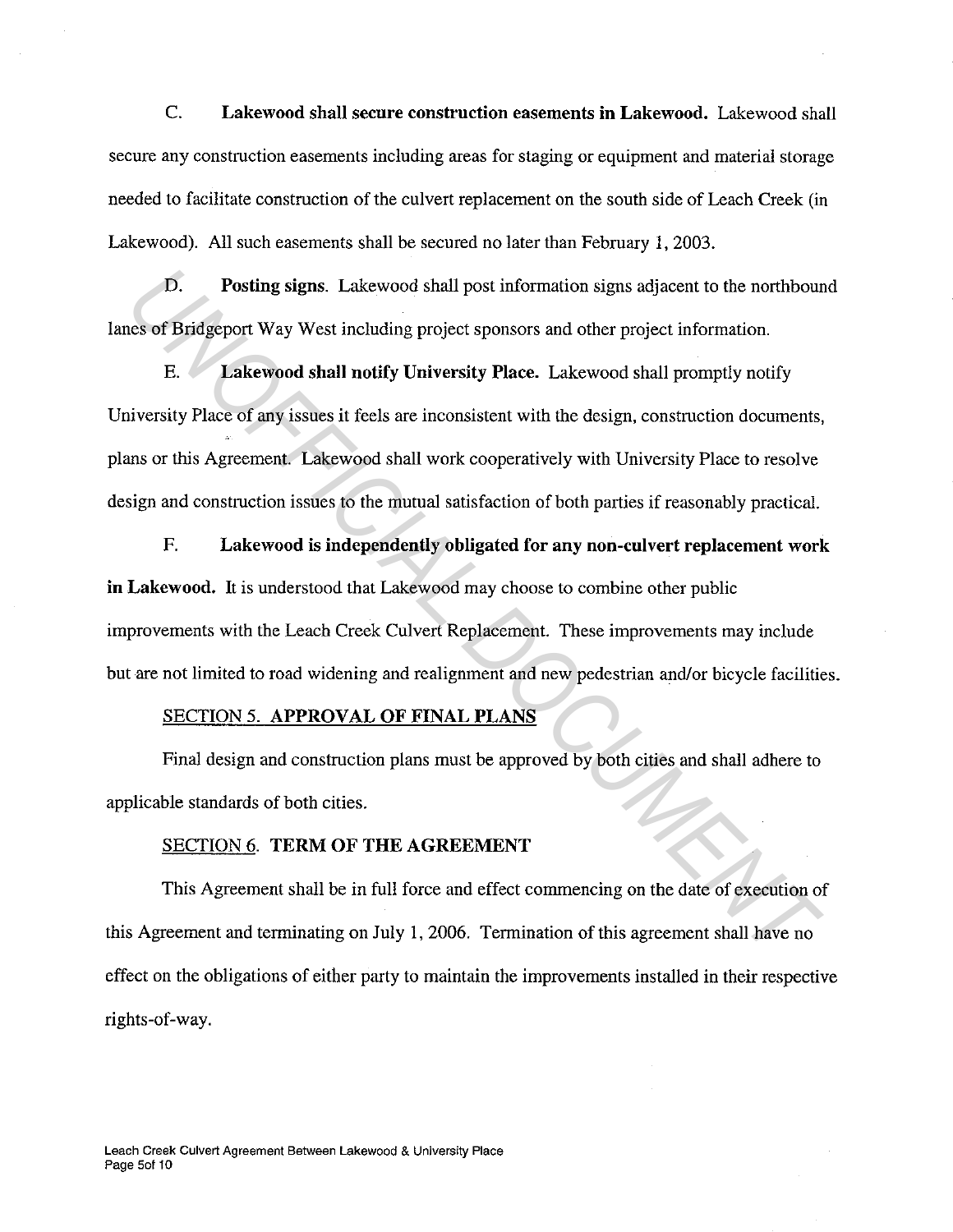C. **Lakewood shall secure construction easements in Lakewood.** Lakewood shall secure any construction easements including areas for staging or equipment and material storage needed to facilitate construction of the culvert replacement on the south side of Leach Creek (in Lakewood). All such easements shall be secured no later than February 1, 2003.

D. **Posting signs**. Lakewood shall post information signs adjacent to the northbound lanes of Bridgeport Way West including project sponsors and other project information.

E. **Lakewood shall notify University Place.** Lakewood shall promptly notify University Place of any issues it feels are inconsistent with the design, construction documents, plans or this Agreement. Lakewood shall work cooperatively with University Place to resolve design and construction issues to the mutual satisfaction of both parties if reasonably practical.

F. **Lakewood is independently obligated for any non-culvert replacement work in Lakewood.** It is understood that Lakewood may choose to combine other public improvements with the Leach Creek Culvert Replacement. These improvements may include but are not limited to road widening and realignment and new pedestrian and/or bicycle facilities.

## SECTION 5. APPROVAL OF FINAL PLANS

Final design and construction plans must be approved by both cities and shall adhere to applicable standards of both cities.

## SECTION 6. TERM OF THE AGREEMENT

This Agreement shall be in full force and effect commencing on the date of execution of this Agreement and terminating on July 1, 2006. Termination of this agreement shall have no effect on the obligations of either party to maintain the improvements installed in their respective rights-of-way.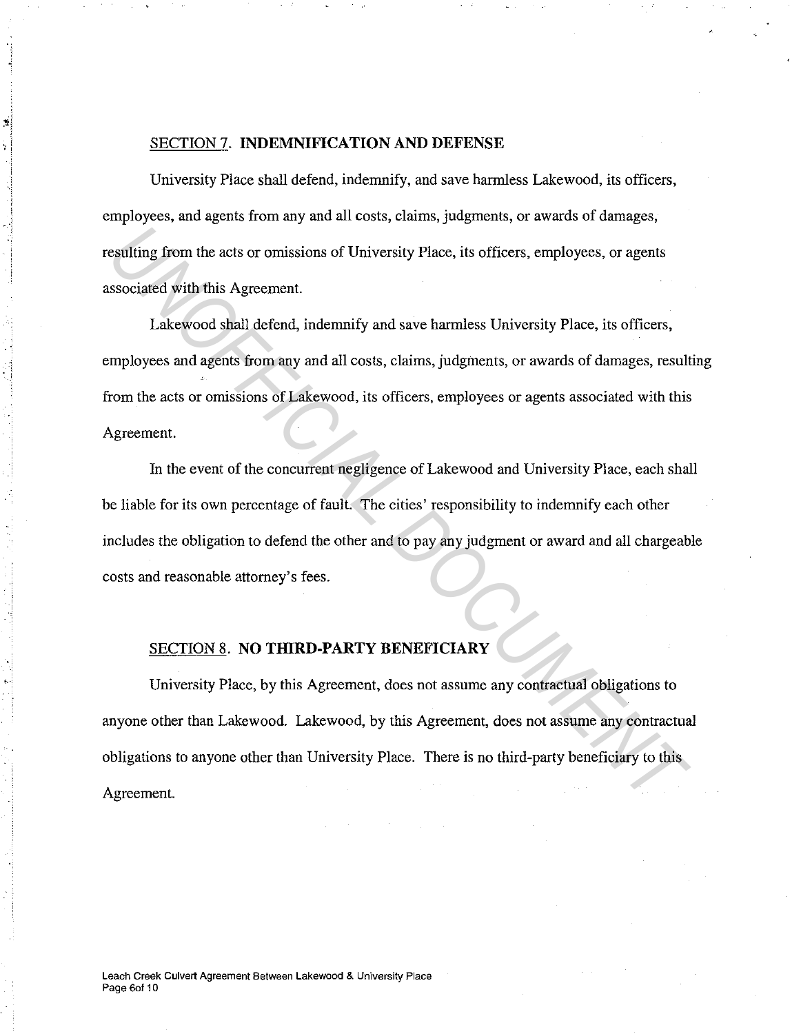## SECTION 7. INDEMNIFICATION AND DEFENSE

University Place shall defend, indemnify, and save harmless Lakewood, its officers, employees, and agents from any and all costs, claims, judgments, or awards of damages, resulting from the acts or omissions of University Place, its officers, employees, or agents associated with this Agreement.

Lakewood shall defend, indemnify and save harmless University Place, its officers, employees and agents from any and all costs, claims, judgments, or awards of damages, resulting from the acts or omissions of Lakewood, its officers, employees or agents associated with this Agreement.

In the event of the concurrent negligence of Lakewood and University Place, each shall be liable for its own percentage of fault. The cities' responsibility to indemnify each other includes the obligation to defend the other and to pay any judgment or award and all chargeable costs and reasonable attorney's fees.

## SECTION 8. NO THIRD-PARTY BENEFICIARY

University Place, by this Agreement, does not assume any contractual obligations to anyone other than Lakewood. Lakewood, by this Agreement, does not assume any contractual obligations to anyone other than University Place. There is no third-party beneficiary to this Agreement.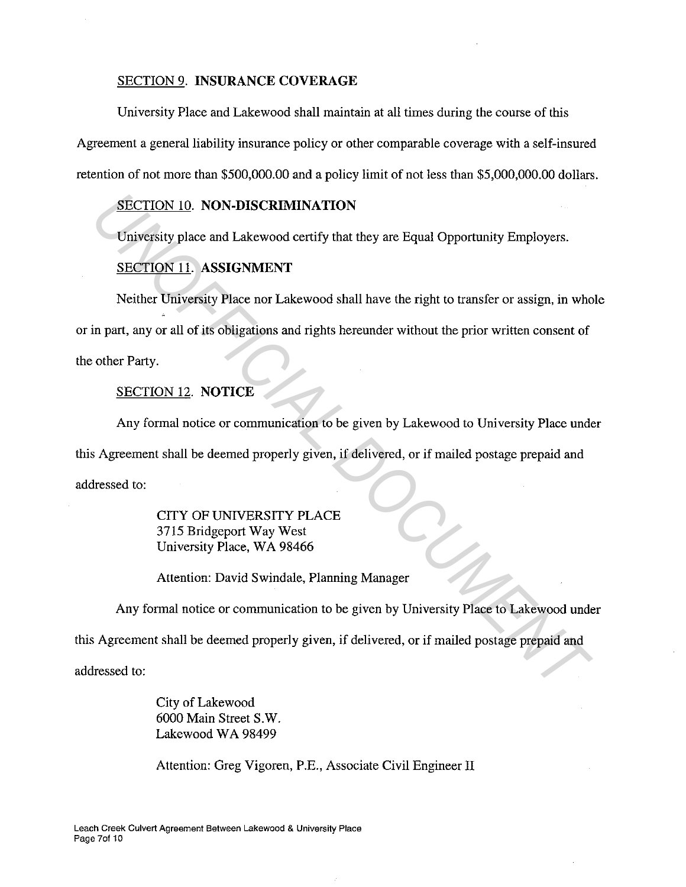SECTION 9. **INSURANCE COVERAGE**

University Place and Lakewood shall maintain at all times during the course of this Agreement a general liability insurance policy or other comparable coverage with a self-insured retention of not more than $500,000.00 and a policy limit of not less than $5,000,000.00 dollars.

SECTION 10. **NON-DISCRIMINATION**

University place and Lakewood certify that they are Equal Opportunity Employers.

SECTION 11. **ASSIGNMENT**

Neither University Place nor Lakewood shall have the right to transfer or assign, in whole or in part, any or all of its obligations and rights hereunder without the prior written consent of the other Party.

SECTION 12. **NOTICE**

Any formal notice or communication to be given by Lakewood to University Place under this Agreement shall be deemed properly given, if delivered, or if mailed postage prepaid and addressed to:

> CITY OF UNIVERSITY PLACE
> 3715 Bridgeport Way West
> University Place, WA 98466
>
> Attention: David Swindale, Planning Manager

Any formal notice or communication to be given by University Place to Lakewood under this Agreement shall be deemed properly given, if delivered, or if mailed postage prepaid and addressed to:

> City of Lakewood
> 6000 Main Street S.W.
> Lakewood WA 98499
>
> Attention: Greg Vigoren, P.E., Associate Civil Engineer II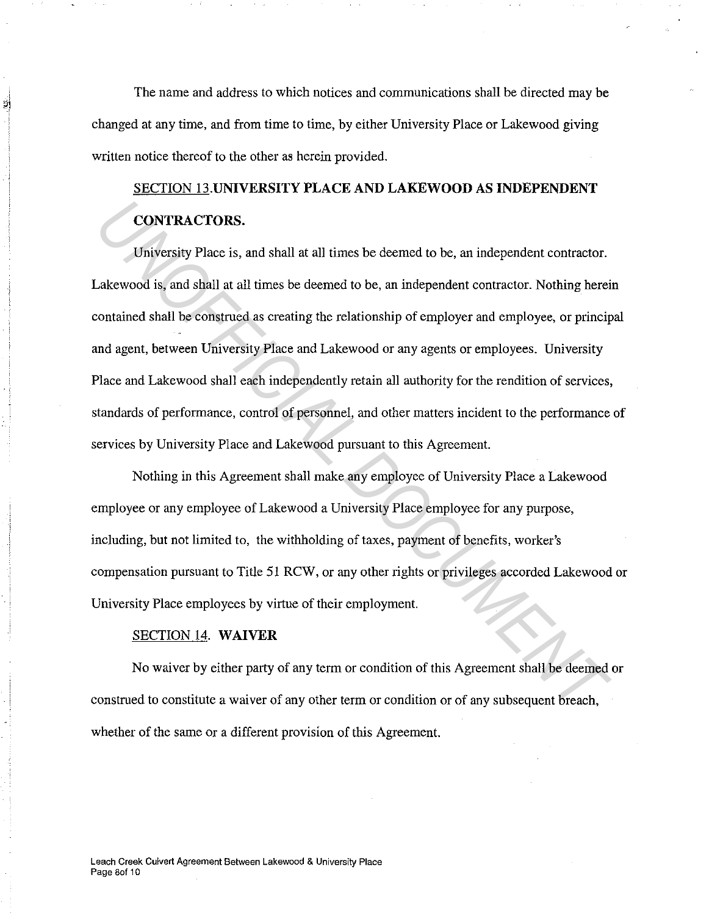The name and address to which notices and communications shall be directed may be changed at any time, and from time to time, by either University Place or Lakewood giving written notice thereof to the other as herein provided.

## SECTION 13. UNIVERSITY PLACE AND LAKEWOOD AS INDEPENDENT CONTRACTORS.

University Place is, and shall at all times be deemed to be, an independent contractor. Lakewood is, and shall at all times be deemed to be, an independent contractor. Nothing herein contained shall be construed as creating the relationship of employer and employee, or principal and agent, between University Place and Lakewood or any agents or employees. University Place and Lakewood shall each independently retain all authority for the rendition of services, standards of performance, control of personnel, and other matters incident to the performance of services by University Place and Lakewood pursuant to this Agreement.

Nothing in this Agreement shall make any employee of University Place a Lakewood employee or any employee of Lakewood a University Place employee for any purpose, including, but not limited to, the withholding of taxes, payment of benefits, worker's compensation pursuant to Title 51 RCW, or any other rights or privileges accorded Lakewood or University Place employees by virtue of their employment.

## SECTION 14. WAIVER

No waiver by either party of any term or condition of this Agreement shall be deemed or construed to constitute a waiver of any other term or condition or of any subsequent breach, whether of the same or a different provision of this Agreement.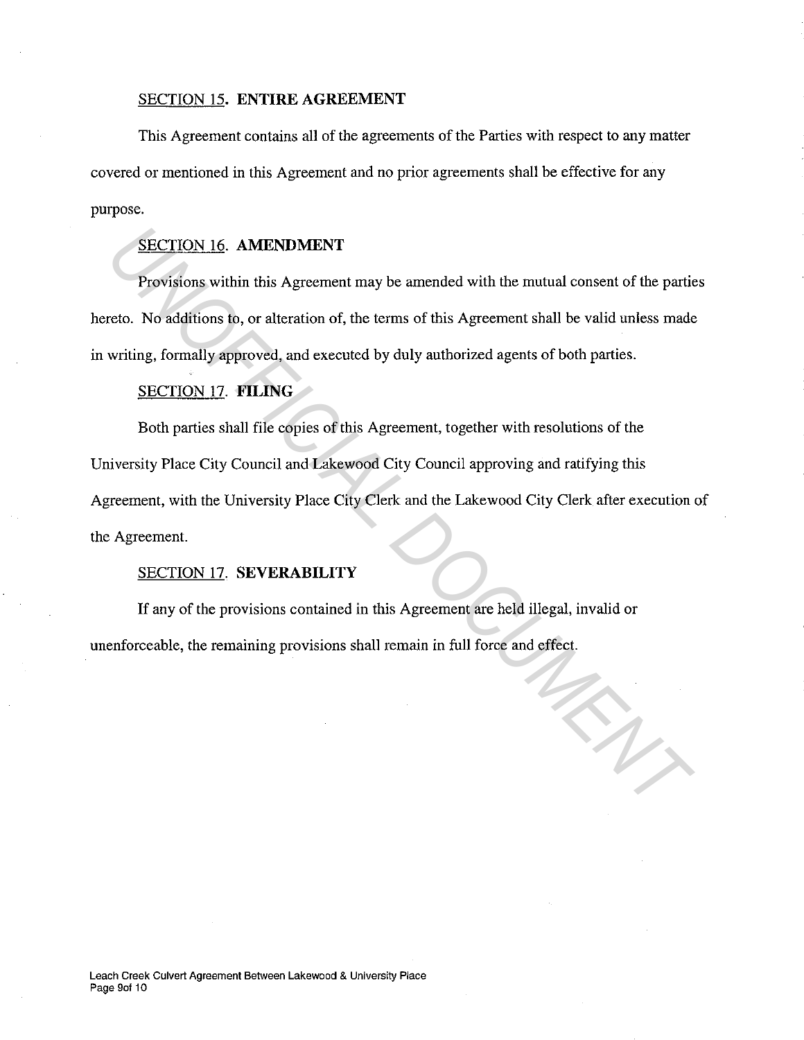SECTION 15. **ENTIRE AGREEMENT**

This Agreement contains all of the agreements of the Parties with respect to any matter covered or mentioned in this Agreement and no prior agreements shall be effective for any purpose.

SECTION 16. **AMENDMENT**

Provisions within this Agreement may be amended with the mutual consent of the parties hereto. No additions to, or alteration of, the terms of this Agreement shall be valid unless made in writing, formally approved, and executed by duly authorized agents of both parties.

SECTION 17. **FILING**

Both parties shall file copies of this Agreement, together with resolutions of the University Place City Council and Lakewood City Council approving and ratifying this Agreement, with the University Place City Clerk and the Lakewood City Clerk after execution of the Agreement.

SECTION 17. **SEVERABILITY**

If any of the provisions contained in this Agreement are held illegal, invalid or unenforceable, the remaining provisions shall remain in full force and effect.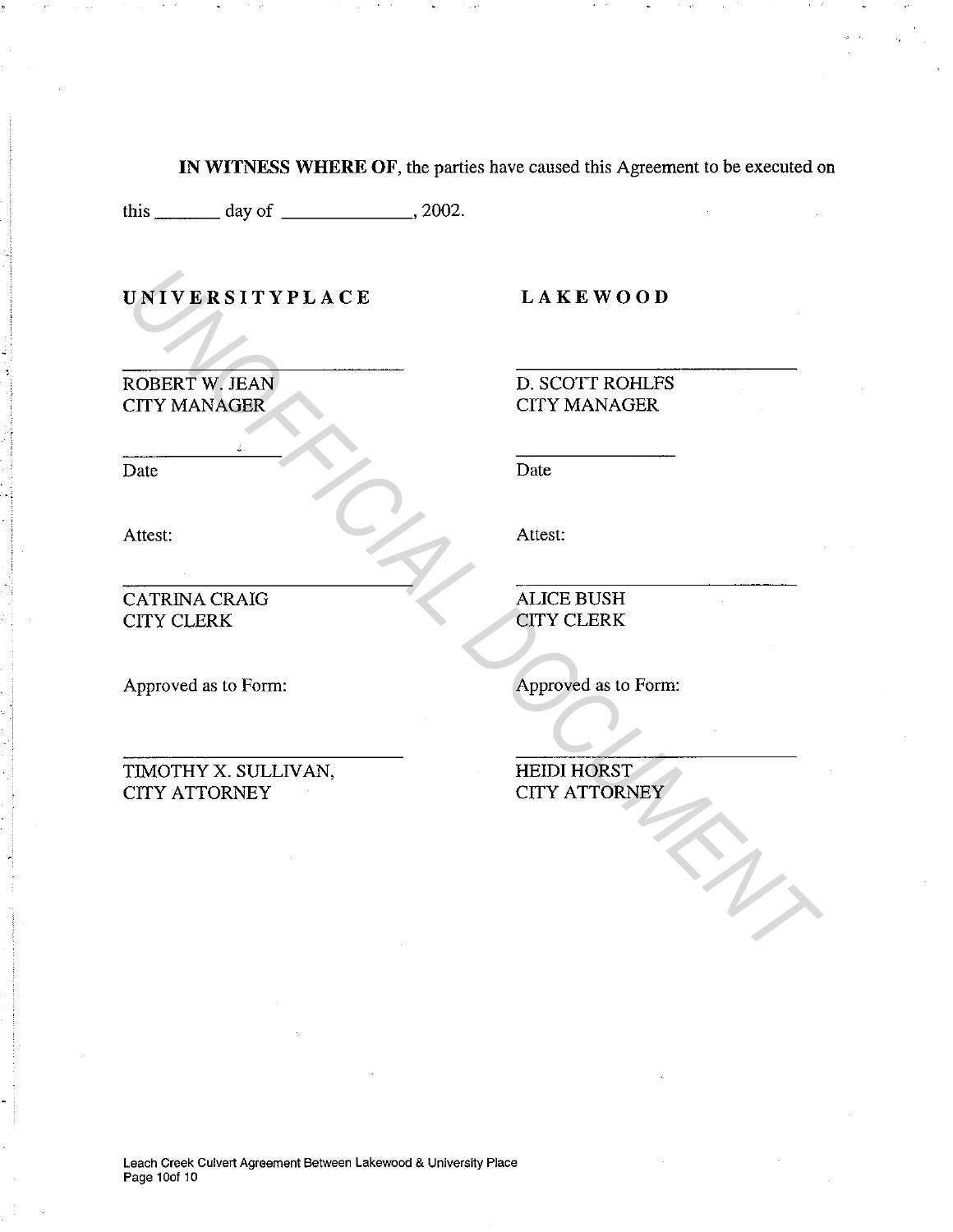**IN WITNESS WHERE OF**, the parties have caused this Agreement to be executed on this _______ day of _____________, 2002.

| | |
|---|---|
| **UNIVERSITYPLACE** | **LAKEWOOD** |
| ______________________ | ______________________ |
| ROBERT W. JEAN<br>CITY MANAGER | D. SCOTT ROHLFS<br>CITY MANAGER |
| ______________<br>Date | ______________<br>Date |
| Attest: | Attest: |
| ______________________ | ______________________ |
| CATRINA CRAIG<br>CITY CLERK | ALICE BUSH<br>CITY CLERK |
| Approved as to Form: | Approved as to Form: |
| ______________________ | ______________________ |
| TIMOTHY X. SULLIVAN,<br>CITY ATTORNEY | HEIDI HORST<br>CITY ATTORNEY |

UNOFFICIAL DOCUMENT

Leach Creek Culvert Agreement Between Lakewood & University Place